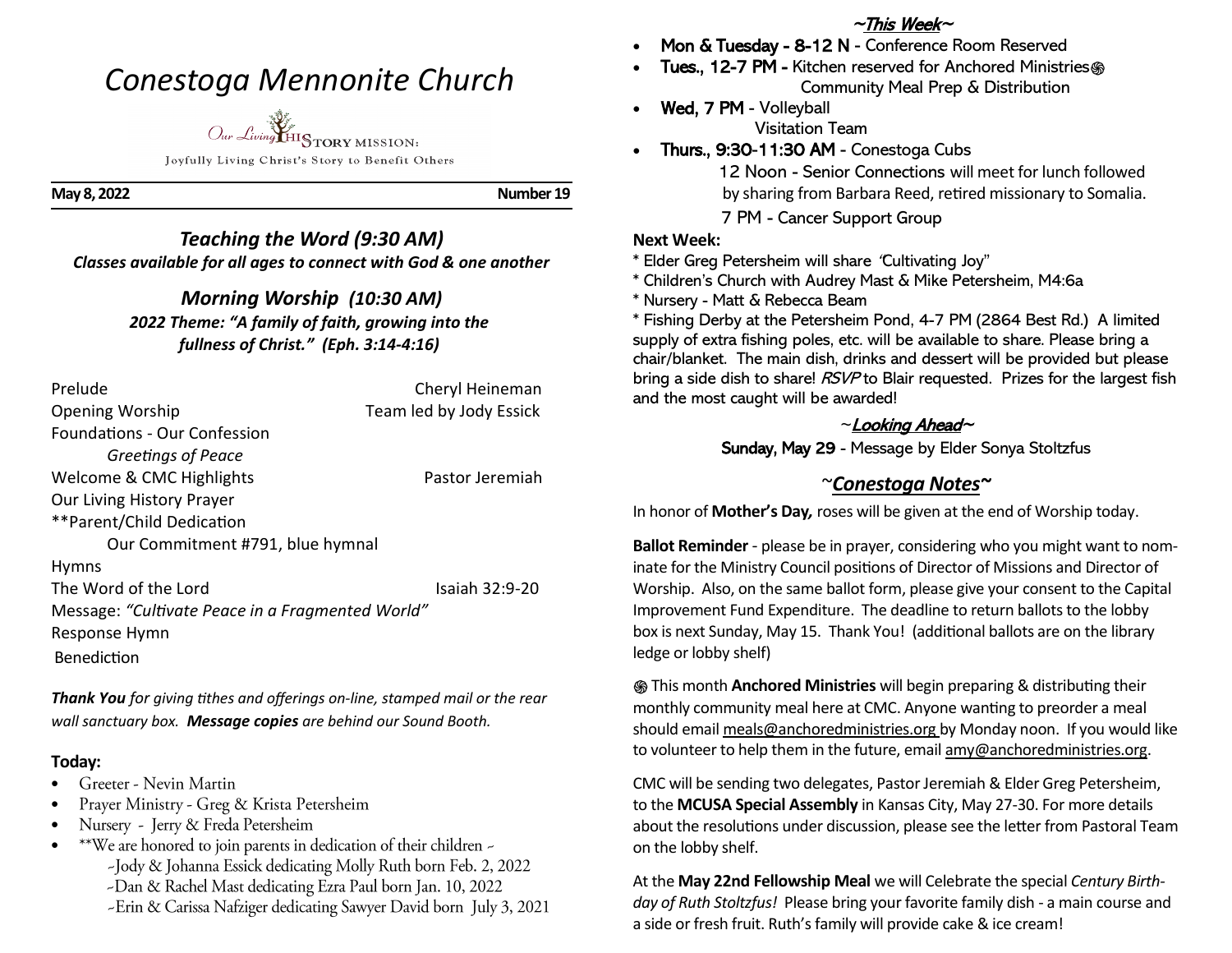# *Conestoga Mennonite Church*

Our Living HIStory MISSION:

Joyfully Living Christ's Story to Benefit Others

**May 8, 2022** **Number 19**

## *Teaching the Word (9:30 AM)*

***Classes available for all ages to connect with God & one another***

## *Morning Worship (10:30 AM)*

***2022 Theme: "A family of faith, growing into the fullness of Christ." (Eph. 3:14-4:16)***

| | |
|---|---|
| Prelude | Cheryl Heineman |
| Opening Worship | Team led by Jody Essick |
| Foundations - Our Confession | |
| *Greetings of Peace* | |
| Welcome & CMC Highlights | Pastor Jeremiah |
| Our Living History Prayer | |
| **Parent/Child Dedication | |
| Our Commitment #791, blue hymnal | |
| Hymns | |
| The Word of the Lord | Isaiah 32:9-20 |
| Message: *"Cultivate Peace in a Fragmented World"* | |
| Response Hymn | |
| Benediction | |

***Thank You*** *for giving tithes and offerings on-line, stamped mail or the rear wall sanctuary box.* ***Message copies*** *are behind our Sound Booth.*

### Today:

- Greeter - Nevin Martin
- Prayer Ministry - Greg & Krista Petersheim
- Nursery - Jerry & Freda Petersheim
- **We are honored to join parents in dedication of their children ~
  - ~Jody & Johanna Essick dedicating Molly Ruth born Feb. 2, 2022
  - ~Dan & Rachel Mast dedicating Ezra Paul born Jan. 10, 2022
  - ~Erin & Carissa Nafziger dedicating Sawyer David born July 3, 2021

## ~*This Week*~

- **Mon & Tuesday - 8-12 N** - Conference Room Reserved
- **Tues., 12-7 PM** - Kitchen reserved for Anchored Ministries֍ Community Meal Prep & Distribution
- **Wed, 7 PM** - Volleyball
  Visitation Team
- **Thurs., 9:30-11:30 AM** - Conestoga Cubs
  12 Noon - Senior Connections will meet for lunch followed by sharing from Barbara Reed, retired missionary to Somalia.
  7 PM - Cancer Support Group

**Next Week:**

* Elder Greg Petersheim will share 'Cultivating Joy"
* Children's Church with Audrey Mast & Mike Petersheim, M4:6a
* Nursery - Matt & Rebecca Beam
* Fishing Derby at the Petersheim Pond, 4-7 PM (2864 Best Rd.) A limited supply of extra fishing poles, etc. will be available to share. Please bring a chair/blanket. The main dish, drinks and dessert will be provided but please bring a side dish to share! *RSVP* to Blair requested. Prizes for the largest fish and the most caught will be awarded!

## ~*Looking Ahead*~

**Sunday, May 29** - Message by Elder Sonya Stoltzfus

## ~*Conestoga Notes*~

In honor of **Mother's Day,** roses will be given at the end of Worship today.

**Ballot Reminder** - please be in prayer, considering who you might want to nominate for the Ministry Council positions of Director of Missions and Director of Worship. Also, on the same ballot form, please give your consent to the Capital Improvement Fund Expenditure. The deadline to return ballots to the lobby box is next Sunday, May 15. Thank You! (additional ballots are on the library ledge or lobby shelf)

֍ This month **Anchored Ministries** will begin preparing & distributing their monthly community meal here at CMC. Anyone wanting to preorder a meal should email meals@anchoredministries.org by Monday noon. If you would like to volunteer to help them in the future, email amy@anchoredministries.org.

CMC will be sending two delegates, Pastor Jeremiah & Elder Greg Petersheim, to the **MCUSA Special Assembly** in Kansas City, May 27-30. For more details about the resolutions under discussion, please see the letter from Pastoral Team on the lobby shelf.

At the **May 22nd Fellowship Meal** we will Celebrate the special *Century Birthday of Ruth Stoltzfus!* Please bring your favorite family dish - a main course and a side or fresh fruit. Ruth's family will provide cake & ice cream!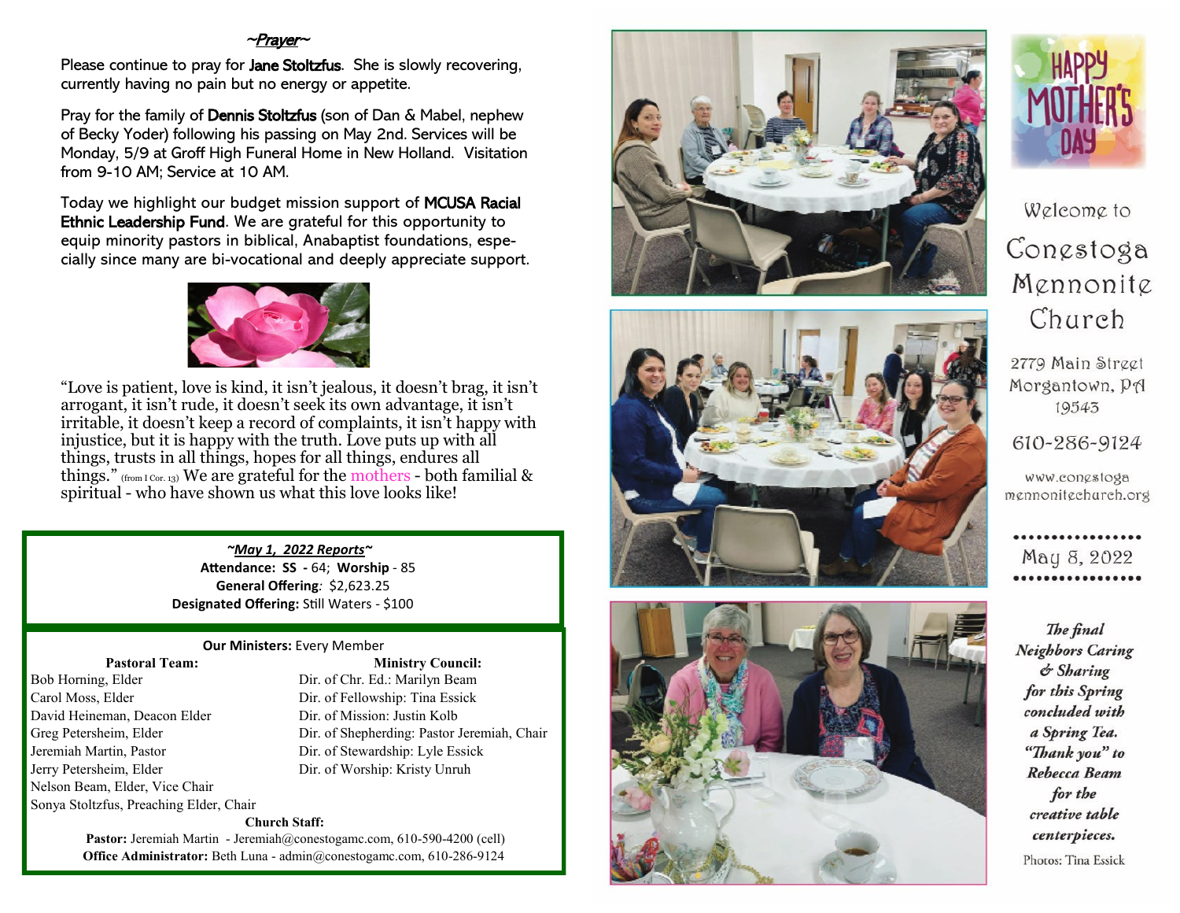## ~Prayer~

Please continue to pray for **Jane Stoltzfus**. She is slowly recovering, currently having no pain but no energy or appetite.

Pray for the family of **Dennis Stoltzfus** (son of Dan & Mabel, nephew of Becky Yoder) following his passing on May 2nd. Services will be Monday, 5/9 at Groff High Funeral Home in New Holland. Visitation from 9-10 AM; Service at 10 AM.

Today we highlight our budget mission support of **MCUSA Racial Ethnic Leadership Fund**. We are grateful for this opportunity to equip minority pastors in biblical, Anabaptist foundations, especially since many are bi-vocational and deeply appreciate support.

"Love is patient, love is kind, it isn't jealous, it doesn't brag, it isn't arrogant, it isn't rude, it doesn't seek its own advantage, it isn't irritable, it doesn't keep a record of complaints, it isn't happy with injustice, but it is happy with the truth. Love puts up with all things, trusts in all things, hopes for all things, endures all things." (from I Cor. 13) We are grateful for the mothers - both familial & spiritual - who have shown us what this love looks like!

***~May 1, 2022 Reports~***

**Attendance: SS** - 64; **Worship** - 85
**General Offering**: $2,623.25
**Designated Offering:** Still Waters - $100

**Our Ministers:** Every Member

**Pastoral Team:**
Bob Horning, Elder
Carol Moss, Elder
David Heineman, Deacon Elder
Greg Petersheim, Elder
Jeremiah Martin, Pastor
Jerry Petersheim, Elder
Nelson Beam, Elder, Vice Chair
Sonya Stoltzfus, Preaching Elder, Chair

**Ministry Council:**
Dir. of Chr. Ed.: Marilyn Beam
Dir. of Fellowship: Tina Essick
Dir. of Mission: Justin Kolb
Dir. of Shepherding: Pastor Jeremiah, Chair
Dir. of Stewardship: Lyle Essick
Dir. of Worship: Kristy Unruh

**Church Staff:**
**Pastor:** Jeremiah Martin - Jeremiah@conestogamc.com, 610-590-4200 (cell)
**Office Administrator:** Beth Luna - admin@conestogamc.com, 610-286-9124

HAPPY MOTHER'S DAY

Welcome to

# Conestoga Mennonite Church

2779 Main Street
Morgantown, PA
19543

610-286-9124

www.conestoga mennonitechurch.org

May 8, 2022

***The final Neighbors Caring & Sharing for this Spring concluded with a Spring Tea. "Thank you" to Rebecca Beam for the creative table centerpieces.***

Photos: Tina Essick